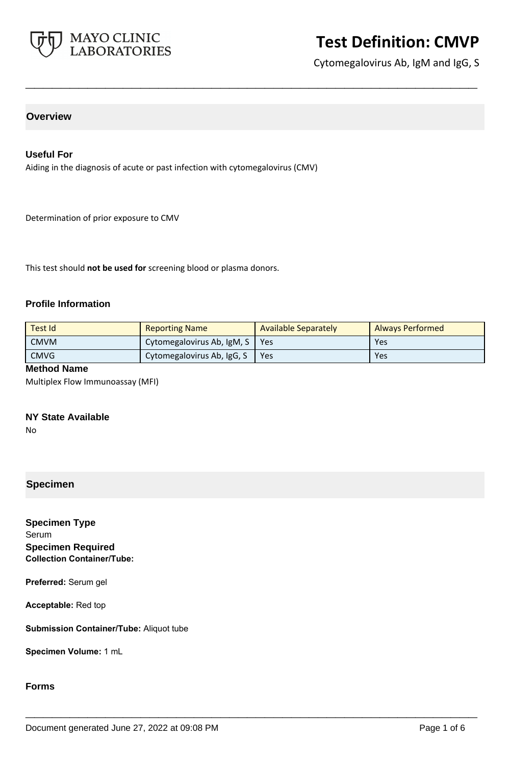# Test Definition: CMVP

Cytomegalovirus Ab, IgM and IgG, S

## Overview

### Useful For

Aiding in the diagnosis of acute or past infection with cytomegalovirus (CMV)

Determination of prior exposure to CMV

This test should **not be used for** screening blood or plasma donors.

### Profile Information

| Test Id | Reporting Name | Available Separately | Always Performed |
|---|---|---|---|
| CMVM | Cytomegalovirus Ab, IgM, S | Yes | Yes |
| CMVG | Cytomegalovirus Ab, IgG, S | Yes | Yes |

### Method Name

Multiplex Flow Immunoassay (MFI)

### NY State Available

No

## Specimen

### Specimen Type

Serum

### Specimen Required

**Collection Container/Tube:**

**Preferred:** Serum gel

**Acceptable:** Red top

**Submission Container/Tube:** Aliquot tube

**Specimen Volume:** 1 mL

### Forms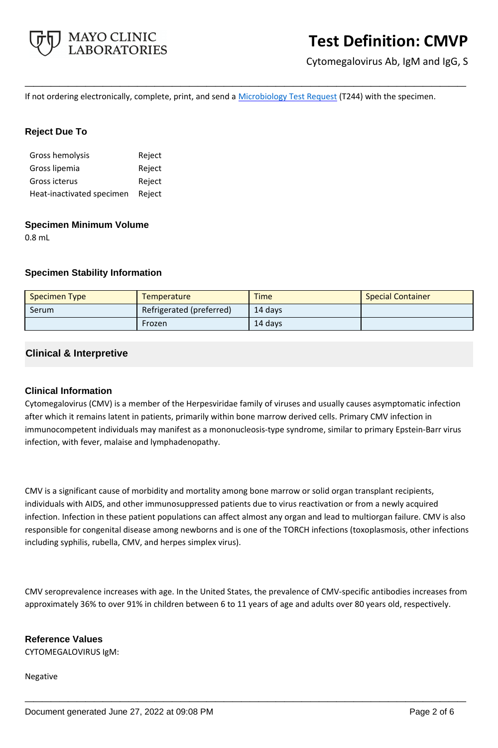If not ordering electronically, complete, print, and send a [Microbiology Test Request](Microbiology Test Request) (T244) with the specimen.

### Reject Due To

| | |
|---|---|
| Gross hemolysis | Reject |
| Gross lipemia | Reject |
| Gross icterus | Reject |
| Heat-inactivated specimen | Reject |

### Specimen Minimum Volume

0.8 mL

### Specimen Stability Information

| Specimen Type | Temperature | Time | Special Container |
|---|---|---|---|
| Serum | Refrigerated (preferred) | 14 days | |
| | Frozen | 14 days | |

## Clinical & Interpretive

### Clinical Information

Cytomegalovirus (CMV) is a member of the Herpesviridae family of viruses and usually causes asymptomatic infection after which it remains latent in patients, primarily within bone marrow derived cells. Primary CMV infection in immunocompetent individuals may manifest as a mononucleosis-type syndrome, similar to primary Epstein-Barr virus infection, with fever, malaise and lymphadenopathy.

CMV is a significant cause of morbidity and mortality among bone marrow or solid organ transplant recipients, individuals with AIDS, and other immunosuppressed patients due to virus reactivation or from a newly acquired infection. Infection in these patient populations can affect almost any organ and lead to multiorgan failure. CMV is also responsible for congenital disease among newborns and is one of the TORCH infections (toxoplasmosis, other infections including syphilis, rubella, CMV, and herpes simplex virus).

CMV seroprevalence increases with age. In the United States, the prevalence of CMV-specific antibodies increases from approximately 36% to over 91% in children between 6 to 11 years of age and adults over 80 years old, respectively.

### Reference Values

CYTOMEGALOVIRUS IgM:

Negative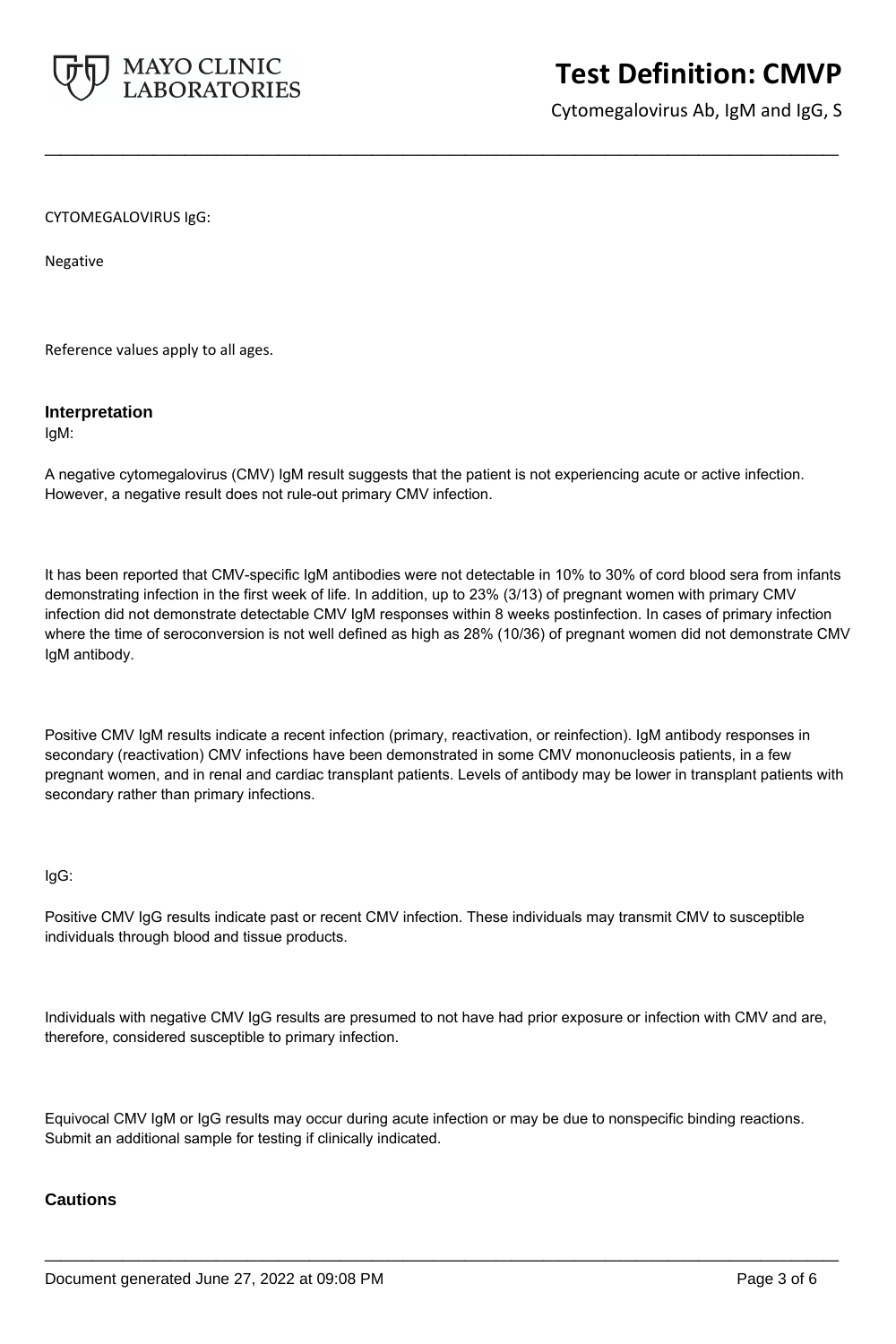CYTOMEGALOVIRUS IgG:

Negative

Reference values apply to all ages.

## Interpretation

IgM:

A negative cytomegalovirus (CMV) IgM result suggests that the patient is not experiencing acute or active infection. However, a negative result does not rule-out primary CMV infection.

It has been reported that CMV-specific IgM antibodies were not detectable in 10% to 30% of cord blood sera from infants demonstrating infection in the first week of life. In addition, up to 23% (3/13) of pregnant women with primary CMV infection did not demonstrate detectable CMV IgM responses within 8 weeks postinfection. In cases of primary infection where the time of seroconversion is not well defined as high as 28% (10/36) of pregnant women did not demonstrate CMV IgM antibody.

Positive CMV IgM results indicate a recent infection (primary, reactivation, or reinfection). IgM antibody responses in secondary (reactivation) CMV infections have been demonstrated in some CMV mononucleosis patients, in a few pregnant women, and in renal and cardiac transplant patients. Levels of antibody may be lower in transplant patients with secondary rather than primary infections.

IgG:

Positive CMV IgG results indicate past or recent CMV infection. These individuals may transmit CMV to susceptible individuals through blood and tissue products.

Individuals with negative CMV IgG results are presumed to not have had prior exposure or infection with CMV and are, therefore, considered susceptible to primary infection.

Equivocal CMV IgM or IgG results may occur during acute infection or may be due to nonspecific binding reactions. Submit an additional sample for testing if clinically indicated.

## Cautions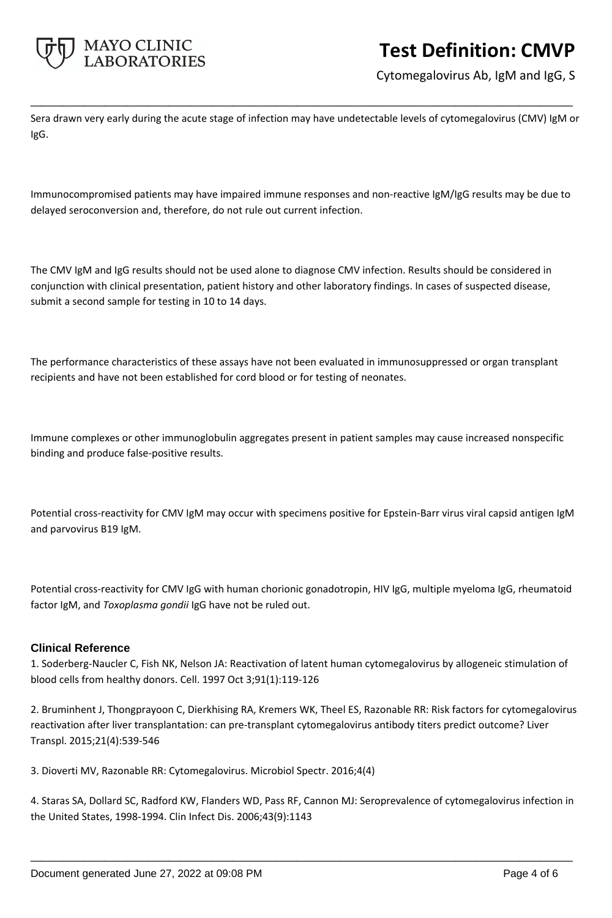Sera drawn very early during the acute stage of infection may have undetectable levels of cytomegalovirus (CMV) IgM or IgG.

Immunocompromised patients may have impaired immune responses and non-reactive IgM/IgG results may be due to delayed seroconversion and, therefore, do not rule out current infection.

The CMV IgM and IgG results should not be used alone to diagnose CMV infection. Results should be considered in conjunction with clinical presentation, patient history and other laboratory findings. In cases of suspected disease, submit a second sample for testing in 10 to 14 days.

The performance characteristics of these assays have not been evaluated in immunosuppressed or organ transplant recipients and have not been established for cord blood or for testing of neonates.

Immune complexes or other immunoglobulin aggregates present in patient samples may cause increased nonspecific binding and produce false-positive results.

Potential cross-reactivity for CMV IgM may occur with specimens positive for Epstein-Barr virus viral capsid antigen IgM and parvovirus B19 IgM.

Potential cross-reactivity for CMV IgG with human chorionic gonadotropin, HIV IgG, multiple myeloma IgG, rheumatoid factor IgM, and *Toxoplasma gondii* IgG have not be ruled out.

## Clinical Reference

1. Soderberg-Naucler C, Fish NK, Nelson JA: Reactivation of latent human cytomegalovirus by allogeneic stimulation of blood cells from healthy donors. Cell. 1997 Oct 3;91(1):119-126

2. Bruminhent J, Thongprayoon C, Dierkhising RA, Kremers WK, Theel ES, Razonable RR: Risk factors for cytomegalovirus reactivation after liver transplantation: can pre-transplant cytomegalovirus antibody titers predict outcome? Liver Transpl. 2015;21(4):539-546

3. Dioverti MV, Razonable RR: Cytomegalovirus. Microbiol Spectr. 2016;4(4)

4. Staras SA, Dollard SC, Radford KW, Flanders WD, Pass RF, Cannon MJ: Seroprevalence of cytomegalovirus infection in the United States, 1998-1994. Clin Infect Dis. 2006;43(9):1143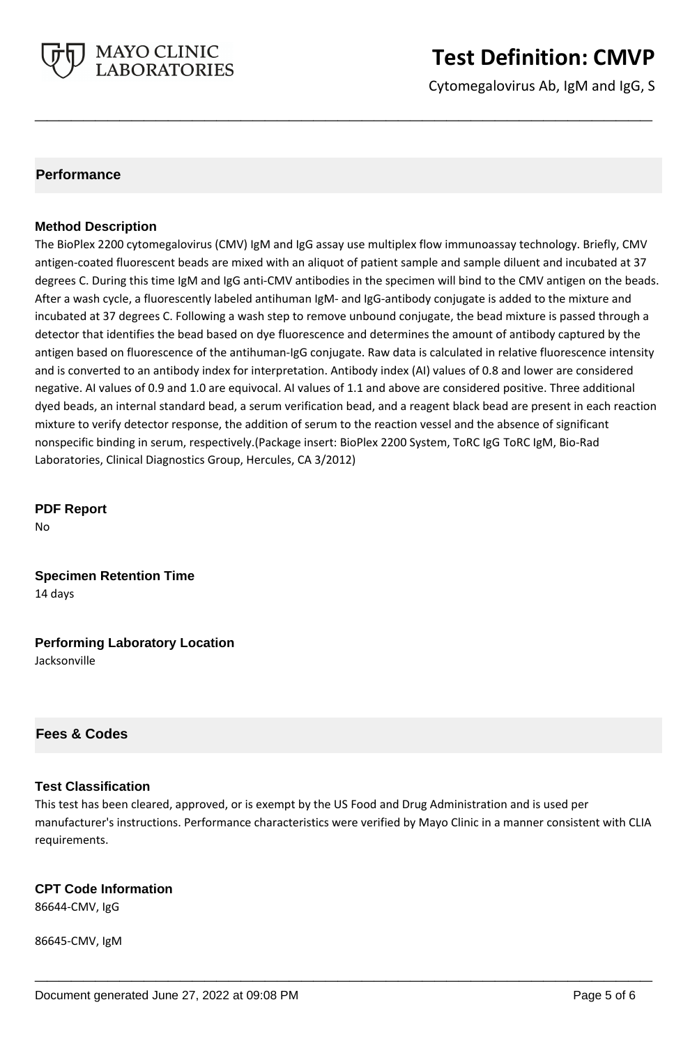## Performance

### Method Description

The BioPlex 2200 cytomegalovirus (CMV) IgM and IgG assay use multiplex flow immunoassay technology. Briefly, CMV antigen-coated fluorescent beads are mixed with an aliquot of patient sample and sample diluent and incubated at 37 degrees C. During this time IgM and IgG anti-CMV antibodies in the specimen will bind to the CMV antigen on the beads. After a wash cycle, a fluorescently labeled antihuman IgM- and IgG-antibody conjugate is added to the mixture and incubated at 37 degrees C. Following a wash step to remove unbound conjugate, the bead mixture is passed through a detector that identifies the bead based on dye fluorescence and determines the amount of antibody captured by the antigen based on fluorescence of the antihuman-IgG conjugate. Raw data is calculated in relative fluorescence intensity and is converted to an antibody index for interpretation. Antibody index (AI) values of 0.8 and lower are considered negative. AI values of 0.9 and 1.0 are equivocal. AI values of 1.1 and above are considered positive. Three additional dyed beads, an internal standard bead, a serum verification bead, and a reagent black bead are present in each reaction mixture to verify detector response, the addition of serum to the reaction vessel and the absence of significant nonspecific binding in serum, respectively.(Package insert: BioPlex 2200 System, ToRC IgG ToRC IgM, Bio-Rad Laboratories, Clinical Diagnostics Group, Hercules, CA 3/2012)

### PDF Report

No

### Specimen Retention Time

14 days

### Performing Laboratory Location

Jacksonville

## Fees & Codes

### Test Classification

This test has been cleared, approved, or is exempt by the US Food and Drug Administration and is used per manufacturer's instructions. Performance characteristics were verified by Mayo Clinic in a manner consistent with CLIA requirements.

### CPT Code Information

86644-CMV, IgG

86645-CMV, IgM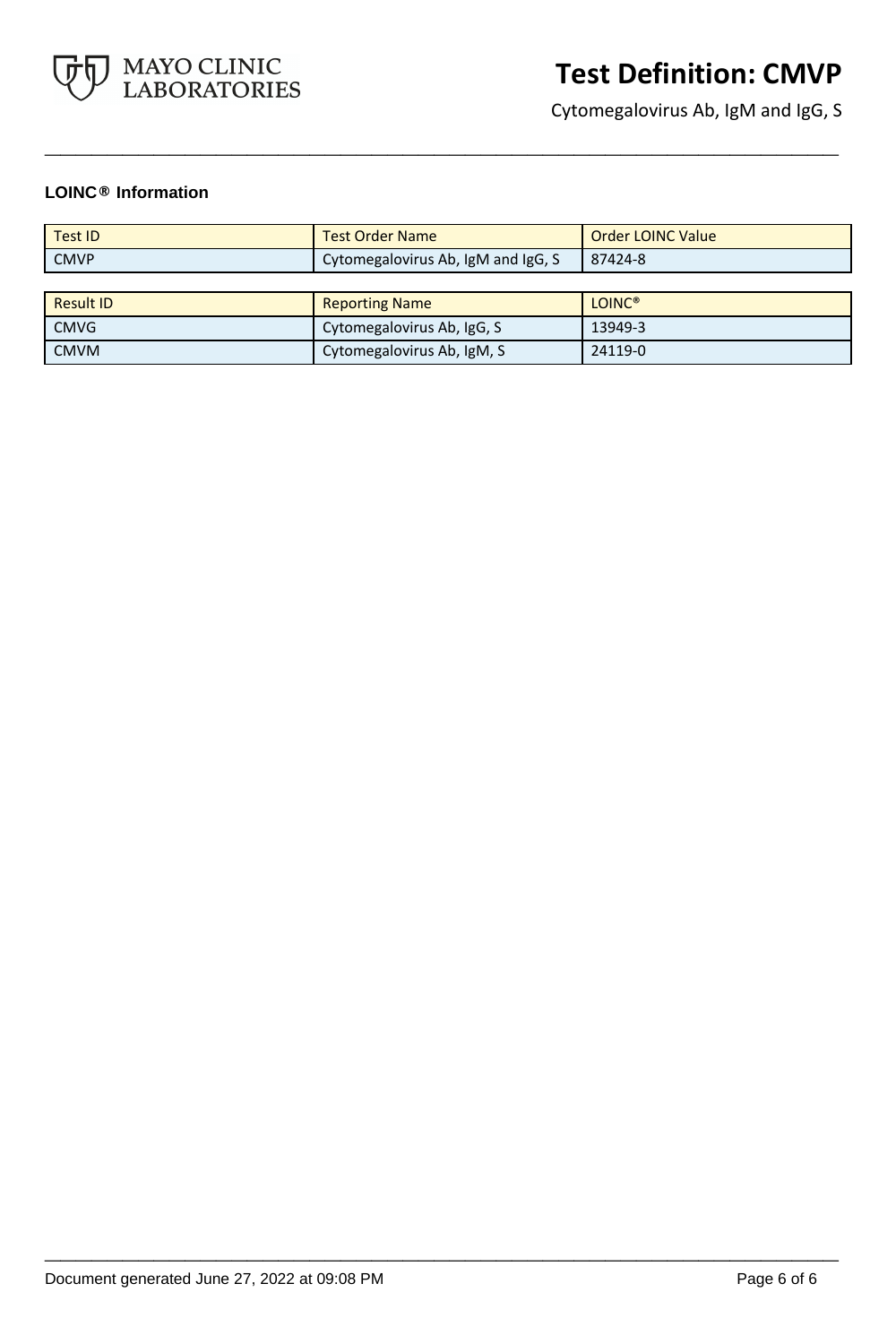**LOINC® Information**

| Test ID | Test Order Name | Order LOINC Value |
| --- | --- | --- |
| CMVP | Cytomegalovirus Ab, IgM and IgG, S | 87424-8 |

| Result ID | Reporting Name | LOINC® |
| --- | --- | --- |
| CMVG | Cytomegalovirus Ab, IgG, S | 13949-3 |
| CMVM | Cytomegalovirus Ab, IgM, S | 24119-0 |